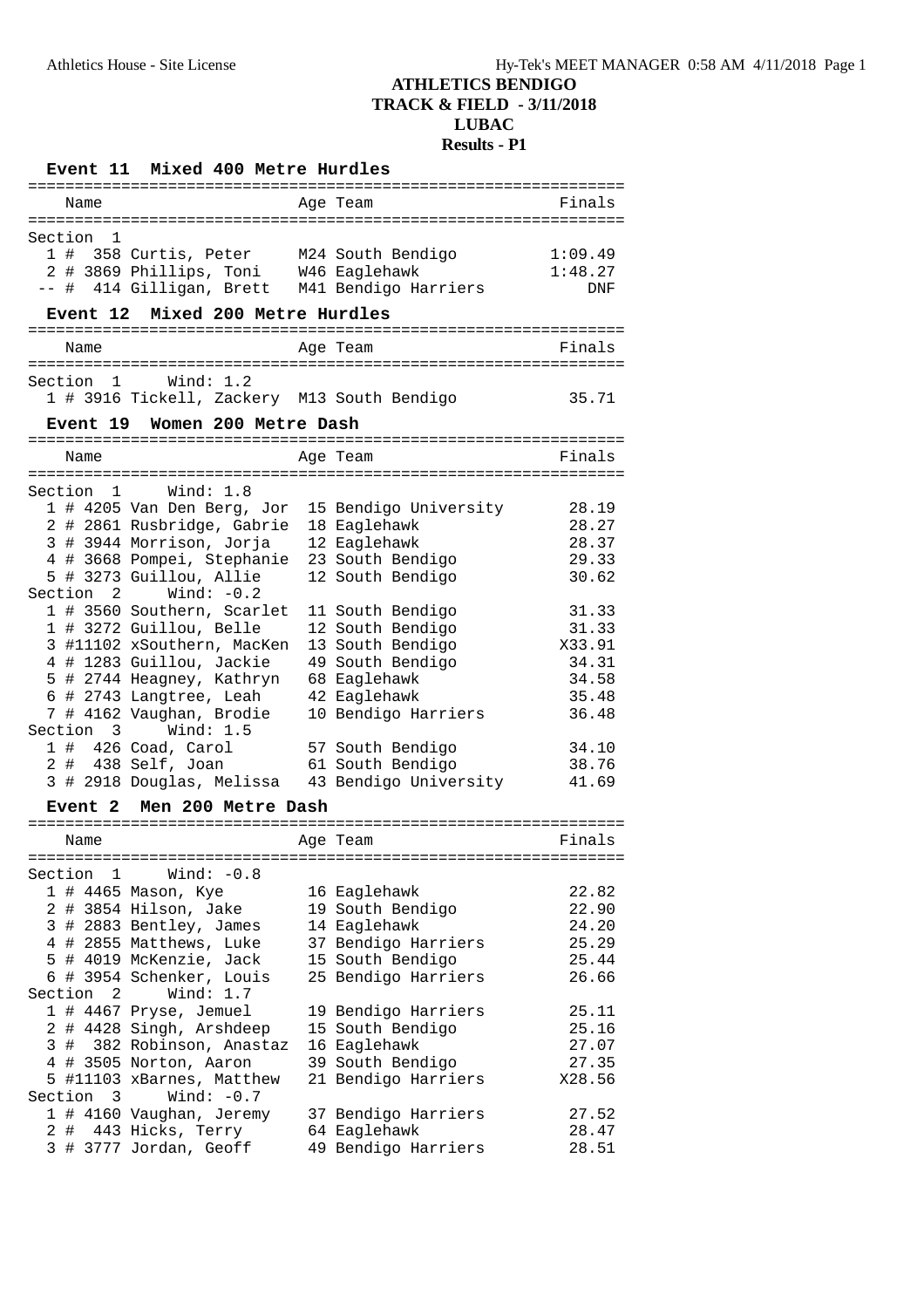# ATHLETICS BENDIGO
## TRACK & FIELD - 3/11/2018
## LUBAC
## Results - P1

### Event 11 Mixed 400 Metre Hurdles

| | Name | Age | Team | Finals |
|---|---|---|---|---|
| **Section 1** | | | | |
| 1 | # 358 Curtis, Peter | M24 | South Bendigo | 1:09.49 |
| 2 | # 3869 Phillips, Toni | W46 | Eaglehawk | 1:48.27 |
| -- | # 414 Gilligan, Brett | M41 | Bendigo Harriers | DNF |

### Event 12 Mixed 200 Metre Hurdles

| | Name | Age | Team | Finals |
|---|---|---|---|---|
| **Section 1 Wind: 1.2** | | | | |
| 1 | # 3916 Tickell, Zackery | M13 | South Bendigo | 35.71 |

### Event 19 Women 200 Metre Dash

| | Name | Age | Team | Finals |
|---|---|---|---|---|
| **Section 1 Wind: 1.8** | | | | |
| 1 | # 4205 Van Den Berg, Jor | 15 | Bendigo University | 28.19 |
| 2 | # 2861 Rusbridge, Gabrie | 18 | Eaglehawk | 28.27 |
| 3 | # 3944 Morrison, Jorja | 12 | Eaglehawk | 28.37 |
| 4 | # 3668 Pompei, Stephanie | 23 | South Bendigo | 29.33 |
| 5 | # 3273 Guillou, Allie | 12 | South Bendigo | 30.62 |
| **Section 2 Wind: -0.2** | | | | |
| 1 | # 3560 Southern, Scarlet | 11 | South Bendigo | 31.33 |
| 1 | # 3272 Guillou, Belle | 12 | South Bendigo | 31.33 |
| 3 | #11102 xSouthern, MacKen | 13 | South Bendigo | X33.91 |
| 4 | # 1283 Guillou, Jackie | 49 | South Bendigo | 34.31 |
| 5 | # 2744 Heagney, Kathryn | 68 | Eaglehawk | 34.58 |
| 6 | # 2743 Langtree, Leah | 42 | Eaglehawk | 35.48 |
| 7 | # 4162 Vaughan, Brodie | 10 | Bendigo Harriers | 36.48 |
| **Section 3 Wind: 1.5** | | | | |
| 1 | # 426 Coad, Carol | 57 | South Bendigo | 34.10 |
| 2 | # 438 Self, Joan | 61 | South Bendigo | 38.76 |
| 3 | # 2918 Douglas, Melissa | 43 | Bendigo University | 41.69 |

### Event 2 Men 200 Metre Dash

| | Name | Age | Team | Finals |
|---|---|---|---|---|
| **Section 1 Wind: -0.8** | | | | |
| 1 | # 4465 Mason, Kye | 16 | Eaglehawk | 22.82 |
| 2 | # 3854 Hilson, Jake | 19 | South Bendigo | 22.90 |
| 3 | # 2883 Bentley, James | 14 | Eaglehawk | 24.20 |
| 4 | # 2855 Matthews, Luke | 37 | Bendigo Harriers | 25.29 |
| 5 | # 4019 McKenzie, Jack | 15 | South Bendigo | 25.44 |
| 6 | # 3954 Schenker, Louis | 25 | Bendigo Harriers | 26.66 |
| **Section 2 Wind: 1.7** | | | | |
| 1 | # 4467 Pryse, Jemuel | 19 | Bendigo Harriers | 25.11 |
| 2 | # 4428 Singh, Arshdeep | 15 | South Bendigo | 25.16 |
| 3 | # 382 Robinson, Anastaz | 16 | Eaglehawk | 27.07 |
| 4 | # 3505 Norton, Aaron | 39 | South Bendigo | 27.35 |
| 5 | #11103 xBarnes, Matthew | 21 | Bendigo Harriers | X28.56 |
| **Section 3 Wind: -0.7** | | | | |
| 1 | # 4160 Vaughan, Jeremy | 37 | Bendigo Harriers | 27.52 |
| 2 | # 443 Hicks, Terry | 64 | Eaglehawk | 28.47 |
| 3 | # 3777 Jordan, Geoff | 49 | Bendigo Harriers | 28.51 |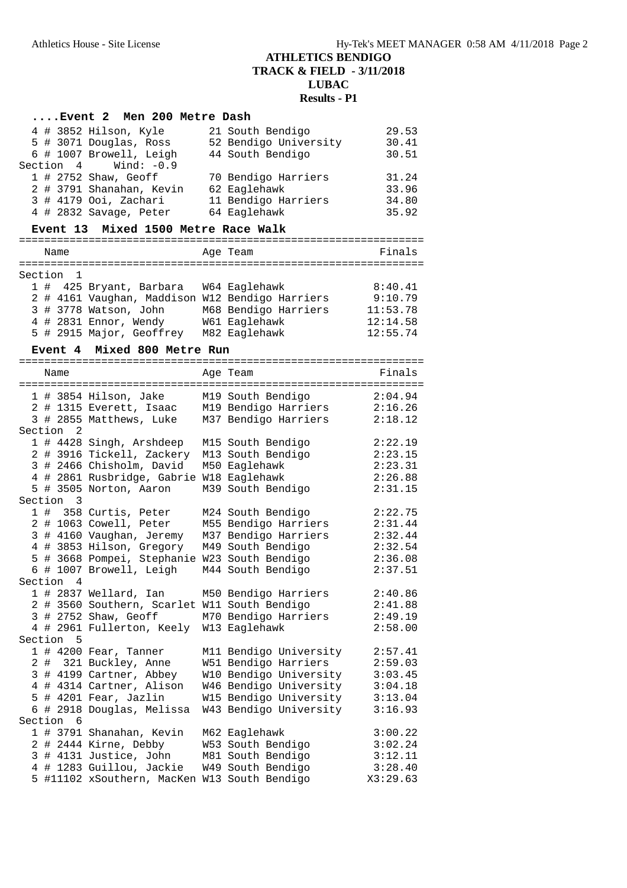## ATHLETICS BENDIGO
## TRACK & FIELD - 3/11/2018
## LUBAC
## Results - P1

### ....Event 2 Men 200 Metre Dash

| Place | # | Name | Age | Team | Finals |
|---|---|---|---|---|---|
| 4 | 3852 | Hilson, Kyle | 21 | South Bendigo | 29.53 |
| 5 | 3071 | Douglas, Ross | 52 | Bendigo University | 30.41 |
| 6 | 1007 | Browell, Leigh | 44 | South Bendigo | 30.51 |

Section 4 Wind: -0.9

| Place | # | Name | Age | Team | Finals |
|---|---|---|---|---|---|
| 1 | 2752 | Shaw, Geoff | 70 | Bendigo Harriers | 31.24 |
| 2 | 3791 | Shanahan, Kevin | 62 | Eaglehawk | 33.96 |
| 3 | 4179 | Ooi, Zachari | 11 | Bendigo Harriers | 34.80 |
| 4 | 2832 | Savage, Peter | 64 | Eaglehawk | 35.92 |

### Event 13 Mixed 1500 Metre Race Walk

Section 1

| Place | # | Name | Age | Team | Finals |
|---|---|---|---|---|---|
| 1 | 425 | Bryant, Barbara | W64 | Eaglehawk | 8:40.41 |
| 2 | 4161 | Vaughan, Maddison | W12 | Bendigo Harriers | 9:10.79 |
| 3 | 3778 | Watson, John | M68 | Bendigo Harriers | 11:53.78 |
| 4 | 2831 | Ennor, Wendy | W61 | Eaglehawk | 12:14.58 |
| 5 | 2915 | Major, Geoffrey | M82 | Eaglehawk | 12:55.74 |

### Event 4 Mixed 800 Metre Run

| Place | # | Name | Age | Team | Finals |
|---|---|---|---|---|---|
| 1 | 3854 | Hilson, Jake | M19 | South Bendigo | 2:04.94 |
| 2 | 1315 | Everett, Isaac | M19 | Bendigo Harriers | 2:16.26 |
| 3 | 2855 | Matthews, Luke | M37 | Bendigo Harriers | 2:18.12 |

Section 2

| Place | # | Name | Age | Team | Finals |
|---|---|---|---|---|---|
| 1 | 4428 | Singh, Arshdeep | M15 | South Bendigo | 2:22.19 |
| 2 | 3916 | Tickell, Zackery | M13 | South Bendigo | 2:23.15 |
| 3 | 2466 | Chisholm, David | M50 | Eaglehawk | 2:23.31 |
| 4 | 2861 | Rusbridge, Gabrie | W18 | Eaglehawk | 2:26.88 |
| 5 | 3505 | Norton, Aaron | M39 | South Bendigo | 2:31.15 |

Section 3

| Place | # | Name | Age | Team | Finals |
|---|---|---|---|---|---|
| 1 | 358 | Curtis, Peter | M24 | South Bendigo | 2:22.75 |
| 2 | 1063 | Cowell, Peter | M55 | Bendigo Harriers | 2:31.44 |
| 3 | 4160 | Vaughan, Jeremy | M37 | Bendigo Harriers | 2:32.44 |
| 4 | 3853 | Hilson, Gregory | M49 | South Bendigo | 2:32.54 |
| 5 | 3668 | Pompei, Stephanie | W23 | South Bendigo | 2:36.08 |
| 6 | 1007 | Browell, Leigh | M44 | South Bendigo | 2:37.51 |

Section 4

| Place | # | Name | Age | Team | Finals |
|---|---|---|---|---|---|
| 1 | 2837 | Wellard, Ian | M50 | Bendigo Harriers | 2:40.86 |
| 2 | 3560 | Southern, Scarlet | W11 | South Bendigo | 2:41.88 |
| 3 | 2752 | Shaw, Geoff | M70 | Bendigo Harriers | 2:49.19 |
| 4 | 2961 | Fullerton, Keely | W13 | Eaglehawk | 2:58.00 |

Section 5

| Place | # | Name | Age | Team | Finals |
|---|---|---|---|---|---|
| 1 | 4200 | Fear, Tanner | M11 | Bendigo University | 2:57.41 |
| 2 | 321 | Buckley, Anne | W51 | Bendigo Harriers | 2:59.03 |
| 3 | 4199 | Cartner, Abbey | W10 | Bendigo University | 3:03.45 |
| 4 | 4314 | Cartner, Alison | W46 | Bendigo University | 3:04.18 |
| 5 | 4201 | Fear, Jazlin | W15 | Bendigo University | 3:13.04 |
| 6 | 2918 | Douglas, Melissa | W43 | Bendigo University | 3:16.93 |

Section 6

| Place | # | Name | Age | Team | Finals |
|---|---|---|---|---|---|
| 1 | 3791 | Shanahan, Kevin | M62 | Eaglehawk | 3:00.22 |
| 2 | 2444 | Kirne, Debby | W53 | South Bendigo | 3:02.24 |
| 3 | 4131 | Justice, John | M81 | South Bendigo | 3:12.11 |
| 4 | 1283 | Guillou, Jackie | W49 | South Bendigo | 3:28.40 |
| 5 | 11102 | xSouthern, MacKen | W13 | South Bendigo | X3:29.63 |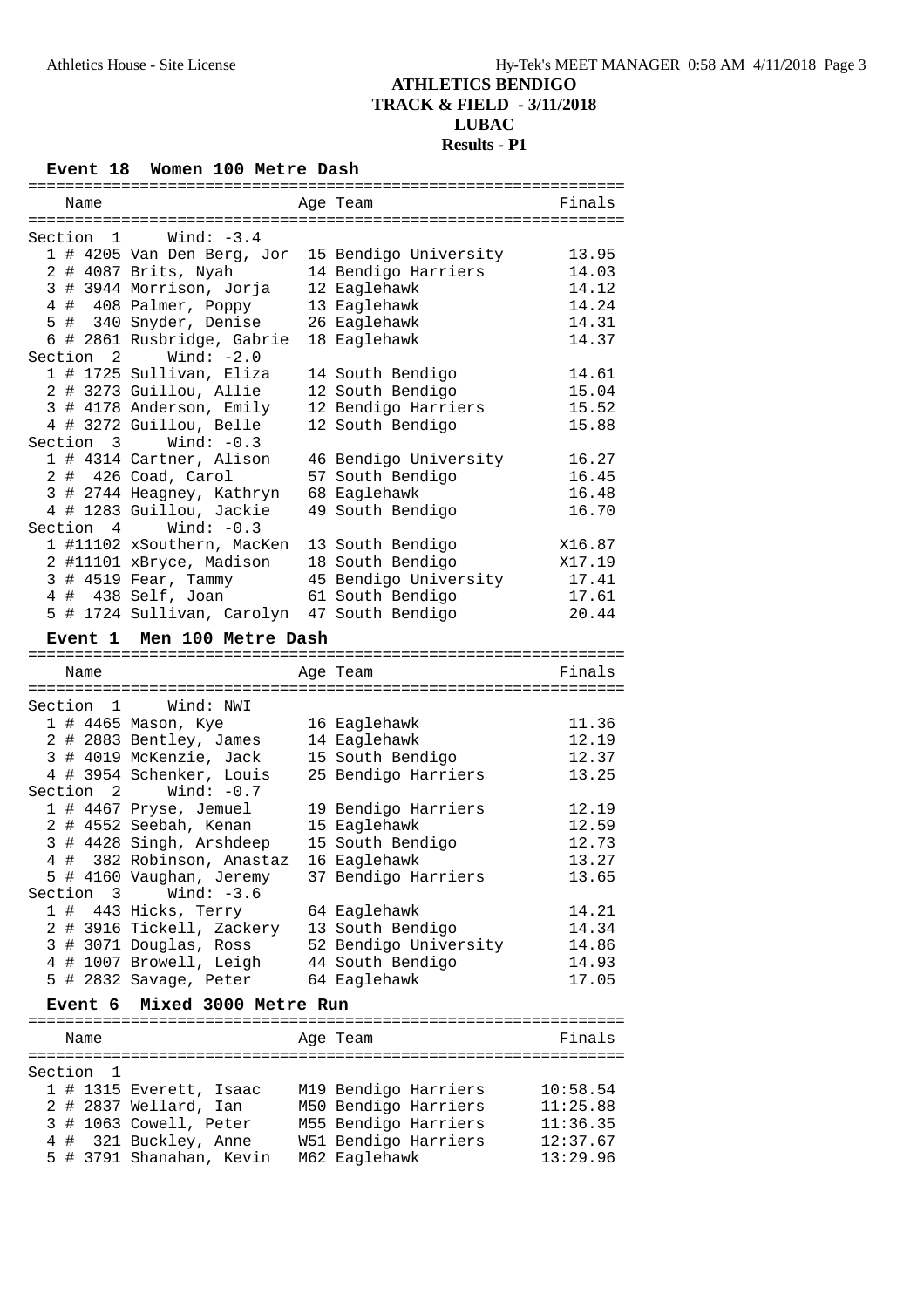# ATHLETICS BENDIGO
## TRACK & FIELD - 3/11/2018
## LUBAC
## Results - P1

### Event 18 Women 100 Metre Dash

| Name | | Age | Team | Finals |
|---|---|---|---|---|
| **Section 1 Wind: -3.4** | | | | |
| 1 | # 4205 Van Den Berg, Jor | 15 | Bendigo University | 13.95 |
| 2 | # 4087 Brits, Nyah | 14 | Bendigo Harriers | 14.03 |
| 3 | # 3944 Morrison, Jorja | 12 | Eaglehawk | 14.12 |
| 4 | # 408 Palmer, Poppy | 13 | Eaglehawk | 14.24 |
| 5 | # 340 Snyder, Denise | 26 | Eaglehawk | 14.31 |
| 6 | # 2861 Rusbridge, Gabrie | 18 | Eaglehawk | 14.37 |
| **Section 2 Wind: -2.0** | | | | |
| 1 | # 1725 Sullivan, Eliza | 14 | South Bendigo | 14.61 |
| 2 | # 3273 Guillou, Allie | 12 | South Bendigo | 15.04 |
| 3 | # 4178 Anderson, Emily | 12 | Bendigo Harriers | 15.52 |
| 4 | # 3272 Guillou, Belle | 12 | South Bendigo | 15.88 |
| **Section 3 Wind: -0.3** | | | | |
| 1 | # 4314 Cartner, Alison | 46 | Bendigo University | 16.27 |
| 2 | # 426 Coad, Carol | 57 | South Bendigo | 16.45 |
| 3 | # 2744 Heagney, Kathryn | 68 | Eaglehawk | 16.48 |
| 4 | # 1283 Guillou, Jackie | 49 | South Bendigo | 16.70 |
| **Section 4 Wind: -0.3** | | | | |
| 1 | #11102 xSouthern, MacKen | 13 | South Bendigo | X16.87 |
| 2 | #11101 xBryce, Madison | 18 | South Bendigo | X17.19 |
| 3 | # 4519 Fear, Tammy | 45 | Bendigo University | 17.41 |
| 4 | # 438 Self, Joan | 61 | South Bendigo | 17.61 |
| 5 | # 1724 Sullivan, Carolyn | 47 | South Bendigo | 20.44 |

### Event 1 Men 100 Metre Dash

| Name | | Age | Team | Finals |
|---|---|---|---|---|
| **Section 1 Wind: NWI** | | | | |
| 1 | # 4465 Mason, Kye | 16 | Eaglehawk | 11.36 |
| 2 | # 2883 Bentley, James | 14 | Eaglehawk | 12.19 |
| 3 | # 4019 McKenzie, Jack | 15 | South Bendigo | 12.37 |
| 4 | # 3954 Schenker, Louis | 25 | Bendigo Harriers | 13.25 |
| **Section 2 Wind: -0.7** | | | | |
| 1 | # 4467 Pryse, Jemuel | 19 | Bendigo Harriers | 12.19 |
| 2 | # 4552 Seebah, Kenan | 15 | Eaglehawk | 12.59 |
| 3 | # 4428 Singh, Arshdeep | 15 | South Bendigo | 12.73 |
| 4 | # 382 Robinson, Anastaz | 16 | Eaglehawk | 13.27 |
| 5 | # 4160 Vaughan, Jeremy | 37 | Bendigo Harriers | 13.65 |
| **Section 3 Wind: -3.6** | | | | |
| 1 | # 443 Hicks, Terry | 64 | Eaglehawk | 14.21 |
| 2 | # 3916 Tickell, Zackery | 13 | South Bendigo | 14.34 |
| 3 | # 3071 Douglas, Ross | 52 | Bendigo University | 14.86 |
| 4 | # 1007 Browell, Leigh | 44 | South Bendigo | 14.93 |
| 5 | # 2832 Savage, Peter | 64 | Eaglehawk | 17.05 |

### Event 6 Mixed 3000 Metre Run

| Name | | Age | Team | Finals |
|---|---|---|---|---|
| **Section 1** | | | | |
| 1 | # 1315 Everett, Isaac | M19 | Bendigo Harriers | 10:58.54 |
| 2 | # 2837 Wellard, Ian | M50 | Bendigo Harriers | 11:25.88 |
| 3 | # 1063 Cowell, Peter | M55 | Bendigo Harriers | 11:36.35 |
| 4 | # 321 Buckley, Anne | W51 | Bendigo Harriers | 12:37.67 |
| 5 | # 3791 Shanahan, Kevin | M62 | Eaglehawk | 13:29.96 |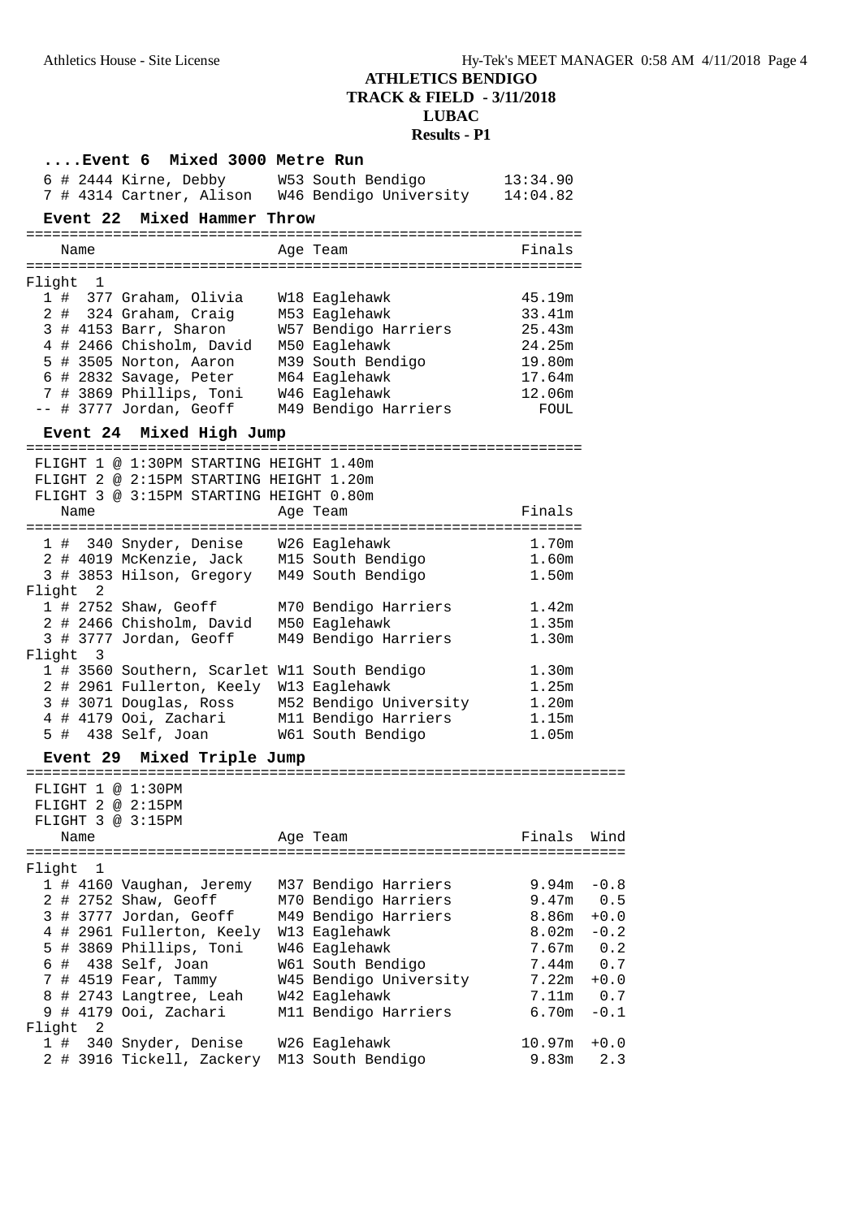# ATHLETICS BENDIGO
## TRACK & FIELD - 3/11/2018
## LUBAC
## Results - P1

### ....Event 6 Mixed 3000 Metre Run

| Place | Comp # | Name | Age | Team | Finals |
|---|---|---|---|---|---|
| 6 | # 2444 | Kirne, Debby | W53 | South Bendigo | 13:34.90 |
| 7 | # 4314 | Cartner, Alison | W46 | Bendigo University | 14:04.82 |

### Event 22 Mixed Hammer Throw

| Place | Comp # | Name | Age | Team | Finals |
|---|---|---|---|---|---|
| **Flight 1** | | | | | |
| 1 | # 377 | Graham, Olivia | W18 | Eaglehawk | 45.19m |
| 2 | # 324 | Graham, Craig | M53 | Eaglehawk | 33.41m |
| 3 | # 4153 | Barr, Sharon | W57 | Bendigo Harriers | 25.43m |
| 4 | # 2466 | Chisholm, David | M50 | Eaglehawk | 24.25m |
| 5 | # 3505 | Norton, Aaron | M39 | South Bendigo | 19.80m |
| 6 | # 2832 | Savage, Peter | M64 | Eaglehawk | 17.64m |
| 7 | # 3869 | Phillips, Toni | W46 | Eaglehawk | 12.06m |
| -- | # 3777 | Jordan, Geoff | M49 | Bendigo Harriers | FOUL |

### Event 24 Mixed High Jump

FLIGHT 1 @ 1:30PM STARTING HEIGHT 1.40m
FLIGHT 2 @ 2:15PM STARTING HEIGHT 1.20m
FLIGHT 3 @ 3:15PM STARTING HEIGHT 0.80m

| Place | Comp # | Name | Age | Team | Finals |
|---|---|---|---|---|---|
| 1 | # 340 | Snyder, Denise | W26 | Eaglehawk | 1.70m |
| 2 | # 4019 | McKenzie, Jack | M15 | South Bendigo | 1.60m |
| 3 | # 3853 | Hilson, Gregory | M49 | South Bendigo | 1.50m |
| **Flight 2** | | | | | |
| 1 | # 2752 | Shaw, Geoff | M70 | Bendigo Harriers | 1.42m |
| 2 | # 2466 | Chisholm, David | M50 | Eaglehawk | 1.35m |
| 3 | # 3777 | Jordan, Geoff | M49 | Bendigo Harriers | 1.30m |
| **Flight 3** | | | | | |
| 1 | # 3560 | Southern, Scarlet | W11 | South Bendigo | 1.30m |
| 2 | # 2961 | Fullerton, Keely | W13 | Eaglehawk | 1.25m |
| 3 | # 3071 | Douglas, Ross | M52 | Bendigo University | 1.20m |
| 4 | # 4179 | Ooi, Zachari | M11 | Bendigo Harriers | 1.15m |
| 5 | # 438 | Self, Joan | W61 | South Bendigo | 1.05m |

### Event 29 Mixed Triple Jump

FLIGHT 1 @ 1:30PM
FLIGHT 2 @ 2:15PM
FLIGHT 3 @ 3:15PM

| Place | Comp # | Name | Age | Team | Finals | Wind |
|---|---|---|---|---|---|---|
| **Flight 1** | | | | | | |
| 1 | # 4160 | Vaughan, Jeremy | M37 | Bendigo Harriers | 9.94m | -0.8 |
| 2 | # 2752 | Shaw, Geoff | M70 | Bendigo Harriers | 9.47m | 0.5 |
| 3 | # 3777 | Jordan, Geoff | M49 | Bendigo Harriers | 8.86m | +0.0 |
| 4 | # 2961 | Fullerton, Keely | W13 | Eaglehawk | 8.02m | -0.2 |
| 5 | # 3869 | Phillips, Toni | W46 | Eaglehawk | 7.67m | 0.2 |
| 6 | # 438 | Self, Joan | W61 | South Bendigo | 7.44m | 0.7 |
| 7 | # 4519 | Fear, Tammy | W45 | Bendigo University | 7.22m | +0.0 |
| 8 | # 2743 | Langtree, Leah | W42 | Eaglehawk | 7.11m | 0.7 |
| 9 | # 4179 | Ooi, Zachari | M11 | Bendigo Harriers | 6.70m | -0.1 |
| **Flight 2** | | | | | | |
| 1 | # 340 | Snyder, Denise | W26 | Eaglehawk | 10.97m | +0.0 |
| 2 | # 3916 | Tickell, Zackery | M13 | South Bendigo | 9.83m | 2.3 |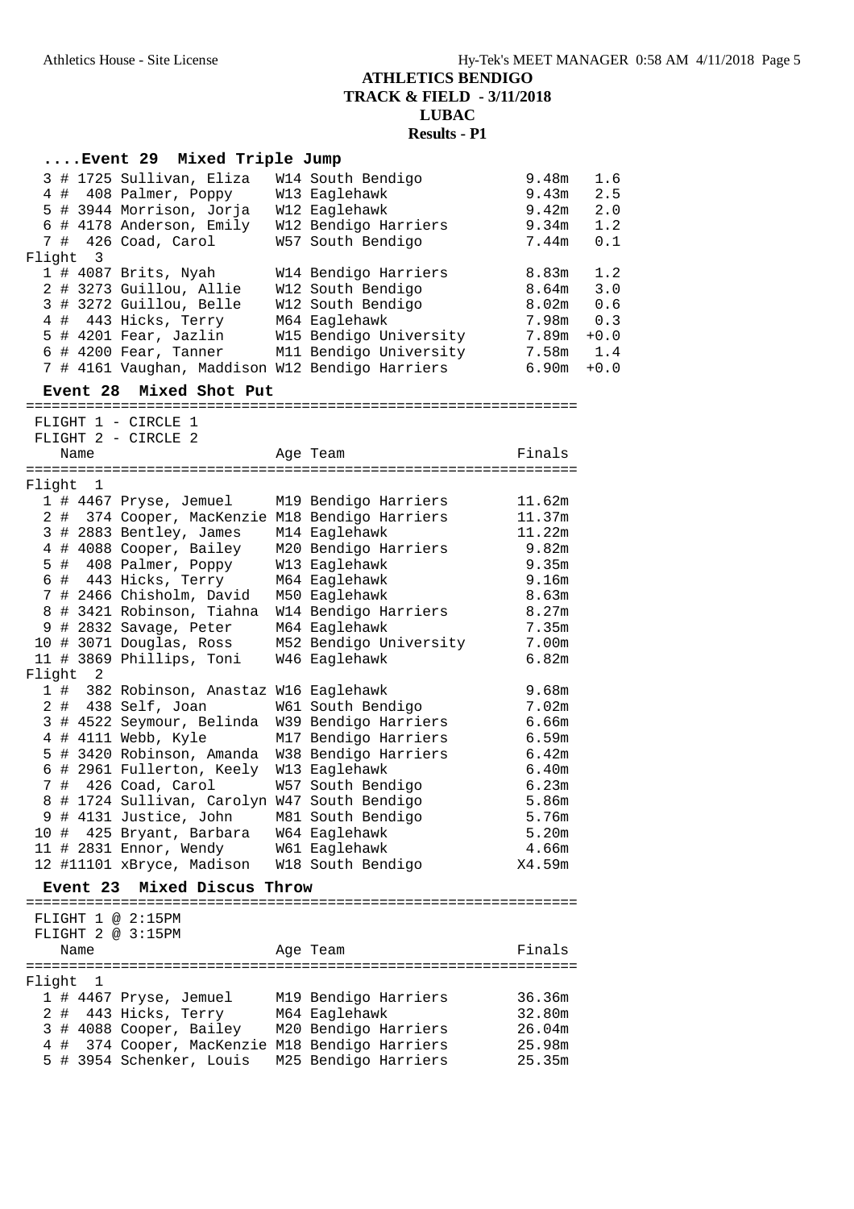## ATHLETICS BENDIGO
## TRACK & FIELD - 3/11/2018
## LUBAC
## Results - P1

### ....Event 29 Mixed Triple Jump

| Place | # | Comp | Name | Age Team | Finals | Wind |
|---|---|---|---|---|---|---|
| 3 | # | 1725 | Sullivan, Eliza | W14 South Bendigo | 9.48m | 1.6 |
| 4 | # | 408 | Palmer, Poppy | W13 Eaglehawk | 9.43m | 2.5 |
| 5 | # | 3944 | Morrison, Jorja | W12 Eaglehawk | 9.42m | 2.0 |
| 6 | # | 4178 | Anderson, Emily | W12 Bendigo Harriers | 9.34m | 1.2 |
| 7 | # | 426 | Coad, Carol | W57 South Bendigo | 7.44m | 0.1 |
| Flight 3 | | | | | | |
| 1 | # | 4087 | Brits, Nyah | W14 Bendigo Harriers | 8.83m | 1.2 |
| 2 | # | 3273 | Guillou, Allie | W12 South Bendigo | 8.64m | 3.0 |
| 3 | # | 3272 | Guillou, Belle | W12 South Bendigo | 8.02m | 0.6 |
| 4 | # | 443 | Hicks, Terry | M64 Eaglehawk | 7.98m | 0.3 |
| 5 | # | 4201 | Fear, Jazlin | W15 Bendigo University | 7.89m | +0.0 |
| 6 | # | 4200 | Fear, Tanner | M11 Bendigo University | 7.58m | 1.4 |
| 7 | # | 4161 | Vaughan, Maddison | W12 Bendigo Harriers | 6.90m | +0.0 |

### Event 28 Mixed Shot Put

FLIGHT 1 - CIRCLE 1
FLIGHT 2 - CIRCLE 2

| Place | # | Comp | Name | Age Team | Finals |
|---|---|---|---|---|---|
| Flight 1 | | | | | |
| 1 | # | 4467 | Pryse, Jemuel | M19 Bendigo Harriers | 11.62m |
| 2 | # | 374 | Cooper, MacKenzie | M18 Bendigo Harriers | 11.37m |
| 3 | # | 2883 | Bentley, James | M14 Eaglehawk | 11.22m |
| 4 | # | 4088 | Cooper, Bailey | M20 Bendigo Harriers | 9.82m |
| 5 | # | 408 | Palmer, Poppy | W13 Eaglehawk | 9.35m |
| 6 | # | 443 | Hicks, Terry | M64 Eaglehawk | 9.16m |
| 7 | # | 2466 | Chisholm, David | M50 Eaglehawk | 8.63m |
| 8 | # | 3421 | Robinson, Tiahna | W14 Bendigo Harriers | 8.27m |
| 9 | # | 2832 | Savage, Peter | M64 Eaglehawk | 7.35m |
| 10 | # | 3071 | Douglas, Ross | M52 Bendigo University | 7.00m |
| 11 | # | 3869 | Phillips, Toni | W46 Eaglehawk | 6.82m |
| Flight 2 | | | | | |
| 1 | # | 382 | Robinson, Anastaz | W16 Eaglehawk | 9.68m |
| 2 | # | 438 | Self, Joan | W61 South Bendigo | 7.02m |
| 3 | # | 4522 | Seymour, Belinda | W39 Bendigo Harriers | 6.66m |
| 4 | # | 4111 | Webb, Kyle | M17 Bendigo Harriers | 6.59m |
| 5 | # | 3420 | Robinson, Amanda | W38 Bendigo Harriers | 6.42m |
| 6 | # | 2961 | Fullerton, Keely | W13 Eaglehawk | 6.40m |
| 7 | # | 426 | Coad, Carol | W57 South Bendigo | 6.23m |
| 8 | # | 1724 | Sullivan, Carolyn | W47 South Bendigo | 5.86m |
| 9 | # | 4131 | Justice, John | M81 South Bendigo | 5.76m |
| 10 | # | 425 | Bryant, Barbara | W64 Eaglehawk | 5.20m |
| 11 | # | 2831 | Ennor, Wendy | W61 Eaglehawk | 4.66m |
| 12 | # | 11101 | xBryce, Madison | W18 South Bendigo | X4.59m |

### Event 23 Mixed Discus Throw

FLIGHT 1 @ 2:15PM
FLIGHT 2 @ 3:15PM

| Place | # | Comp | Name | Age Team | Finals |
|---|---|---|---|---|---|
| Flight 1 | | | | | |
| 1 | # | 4467 | Pryse, Jemuel | M19 Bendigo Harriers | 36.36m |
| 2 | # | 443 | Hicks, Terry | M64 Eaglehawk | 32.80m |
| 3 | # | 4088 | Cooper, Bailey | M20 Bendigo Harriers | 26.04m |
| 4 | # | 374 | Cooper, MacKenzie | M18 Bendigo Harriers | 25.98m |
| 5 | # | 3954 | Schenker, Louis | M25 Bendigo Harriers | 25.35m |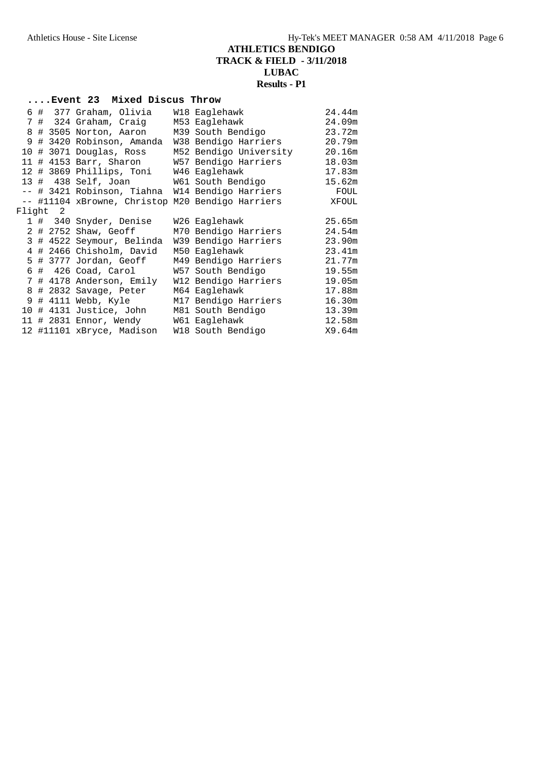# ATHLETICS BENDIGO
## TRACK & FIELD - 3/11/2018
## LUBAC
## Results - P1

### ....Event 23 Mixed Discus Throw

```
  6 #  377 Graham, Olivia     W18 Eaglehawk               24.44m
  7 #  324 Graham, Craig      M53 Eaglehawk               24.09m
  8 # 3505 Norton, Aaron      M39 South Bendigo           23.72m
  9 # 3420 Robinson, Amanda   W38 Bendigo Harriers        20.79m
 10 # 3071 Douglas, Ross      M52 Bendigo University      20.16m
 11 # 4153 Barr, Sharon       W57 Bendigo Harriers        18.03m
 12 # 3869 Phillips, Toni     W46 Eaglehawk               17.83m
 13 #  438 Self, Joan         W61 South Bendigo           15.62m
 -- # 3421 Robinson, Tiahna  W14 Bendigo Harriers          FOUL
 -- #11104 xBrowne, Christop M20 Bendigo Harriers         XFOUL
Flight  2
  1 #  340 Snyder, Denise     W26 Eaglehawk               25.65m
  2 # 2752 Shaw, Geoff        M70 Bendigo Harriers        24.54m
  3 # 4522 Seymour, Belinda   W39 Bendigo Harriers        23.90m
  4 # 2466 Chisholm, David    M50 Eaglehawk               23.41m
  5 # 3777 Jordan, Geoff      M49 Bendigo Harriers        21.77m
  6 #  426 Coad, Carol        W57 South Bendigo           19.55m
  7 # 4178 Anderson, Emily    W12 Bendigo Harriers        19.05m
  8 # 2832 Savage, Peter      M64 Eaglehawk               17.88m
  9 # 4111 Webb, Kyle         M17 Bendigo Harriers        16.30m
 10 # 4131 Justice, John      M81 South Bendigo           13.39m
 11 # 2831 Ennor, Wendy       W61 Eaglehawk               12.58m
 12 #11101 xBryce, Madison    W18 South Bendigo           X9.64m
```